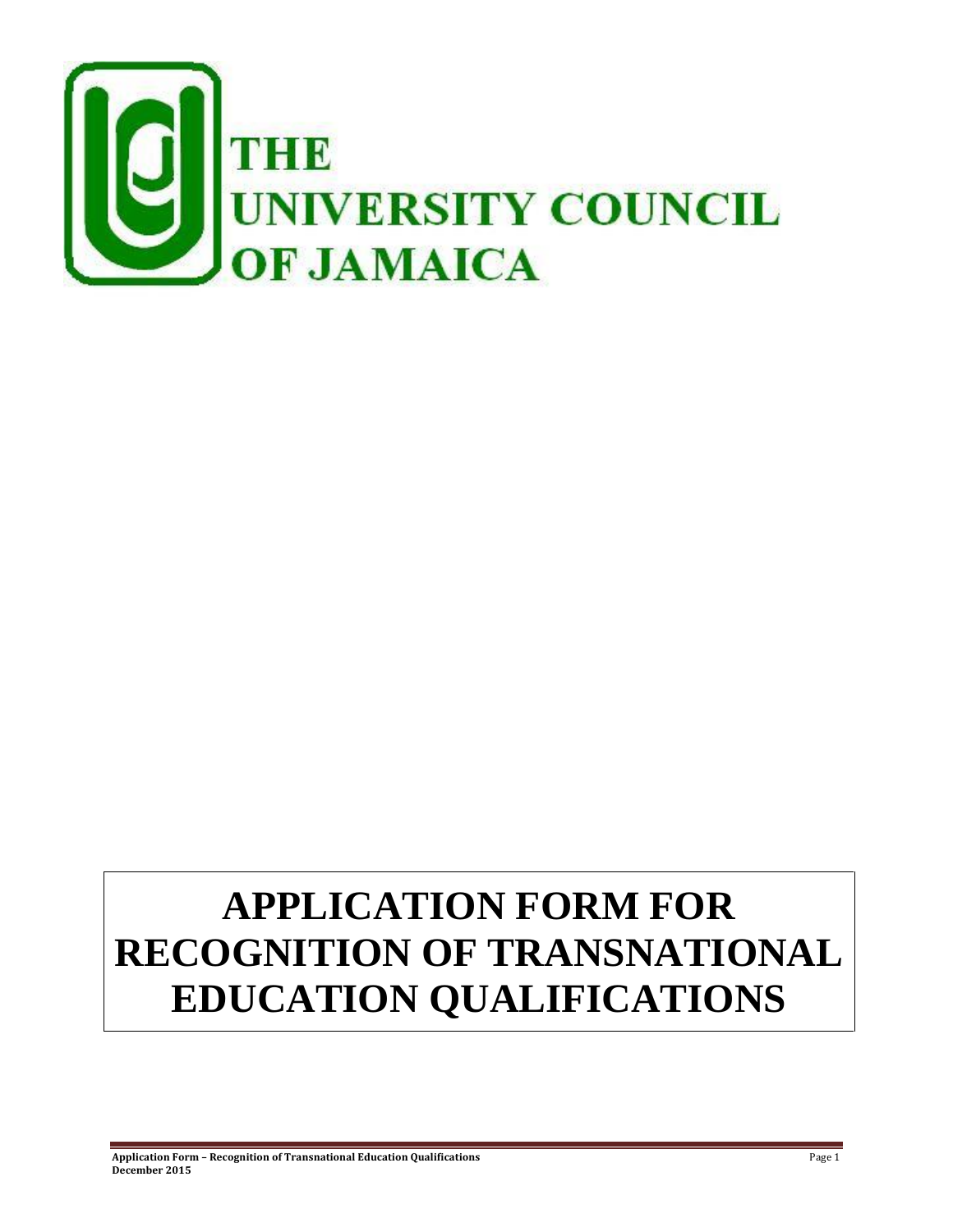# THE UNIVERSITY COUNCIL OF JAMAICA

# APPLICATION FORM FOR RECOGNITION OF TRANSNATIONAL EDUCATION QUALIFICATIONS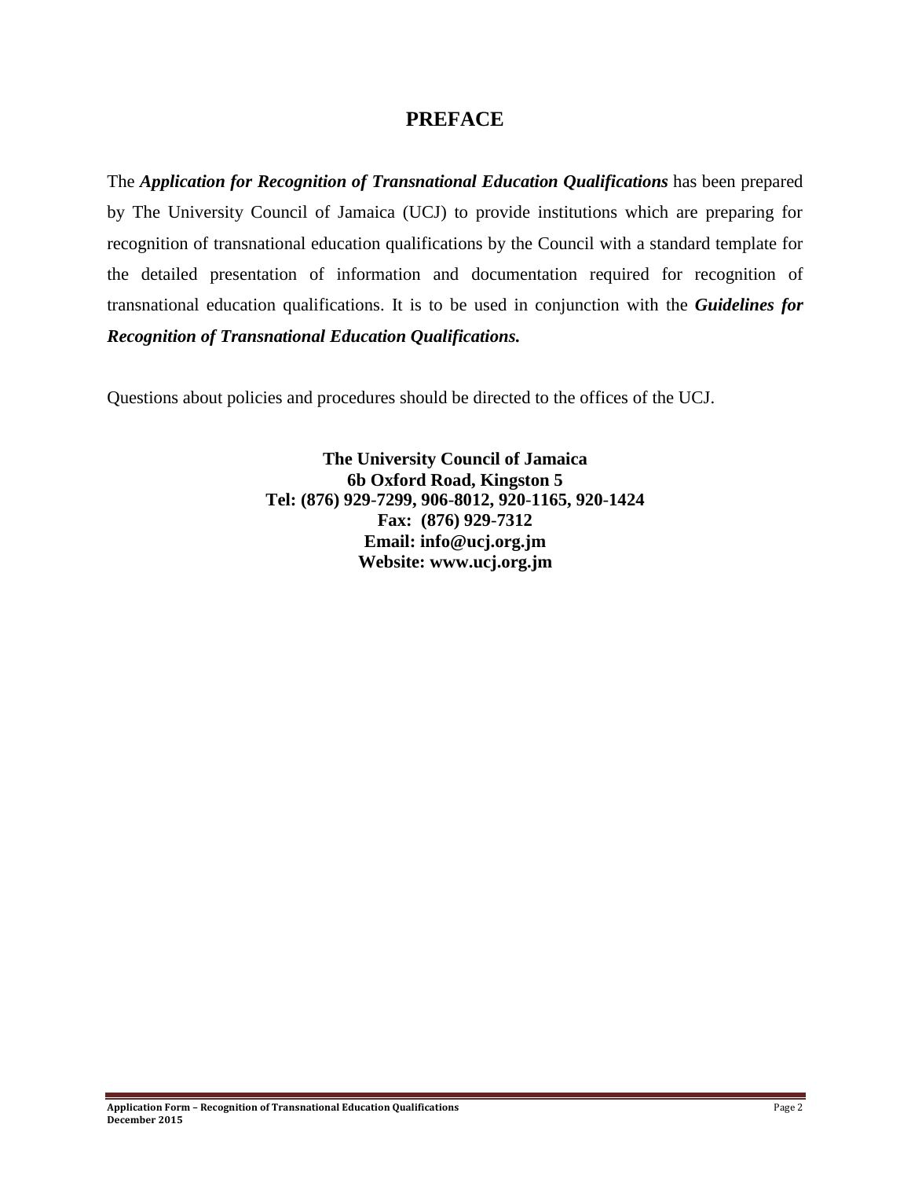# PREFACE

The ***Application for Recognition of Transnational Education Qualifications*** has been prepared by The University Council of Jamaica (UCJ) to provide institutions which are preparing for recognition of transnational education qualifications by the Council with a standard template for the detailed presentation of information and documentation required for recognition of transnational education qualifications. It is to be used in conjunction with the ***Guidelines for Recognition of Transnational Education Qualifications.***

Questions about policies and procedures should be directed to the offices of the UCJ.

**The University Council of Jamaica**
**6b Oxford Road, Kingston 5**
**Tel: (876) 929-7299, 906-8012, 920-1165, 920-1424**
**Fax: (876) 929-7312**
**Email: info@ucj.org.jm**
**Website: www.ucj.org.jm**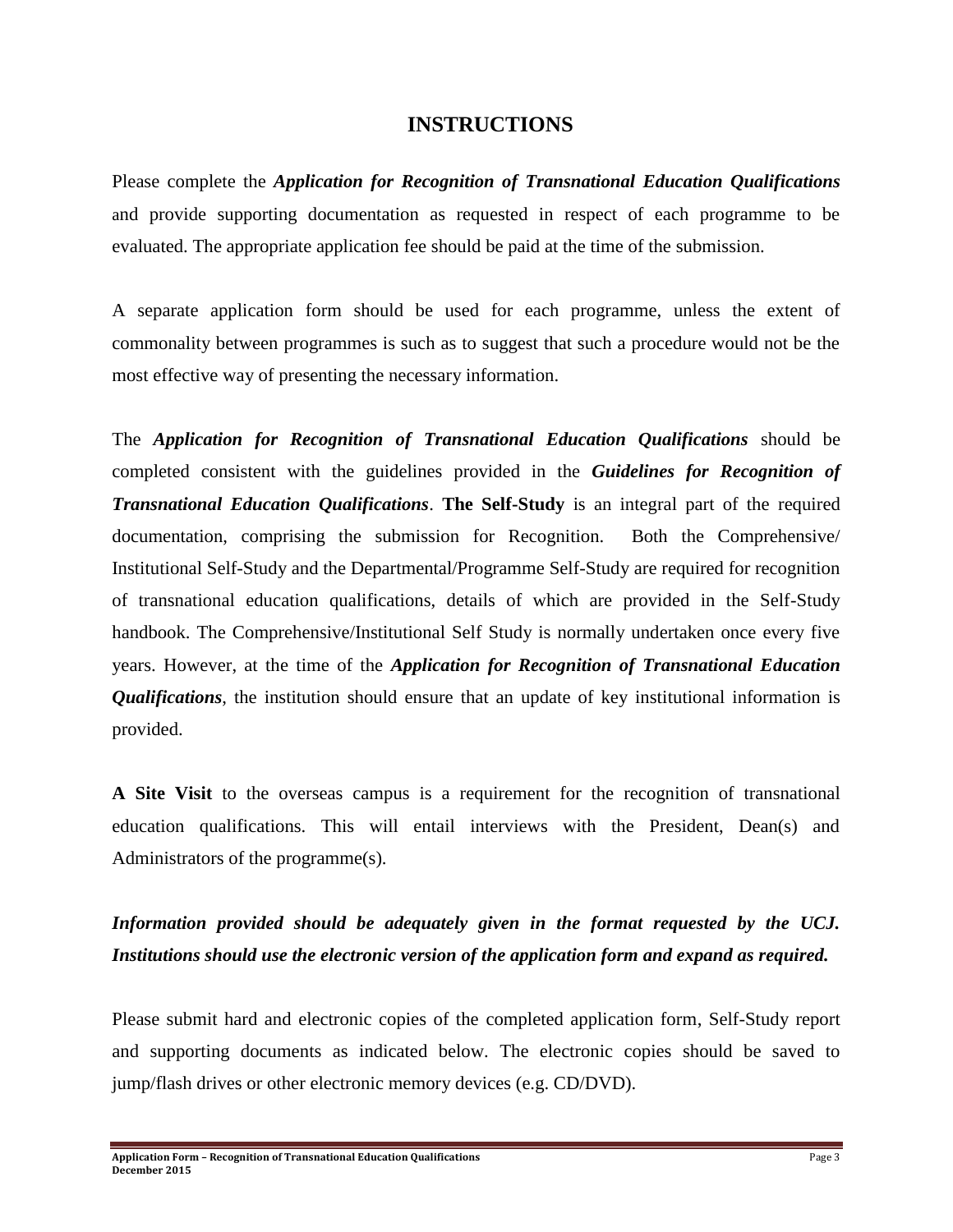# INSTRUCTIONS

Please complete the ***Application for Recognition of Transnational Education Qualifications*** and provide supporting documentation as requested in respect of each programme to be evaluated. The appropriate application fee should be paid at the time of the submission.

A separate application form should be used for each programme, unless the extent of commonality between programmes is such as to suggest that such a procedure would not be the most effective way of presenting the necessary information.

The ***Application for Recognition of Transnational Education Qualifications*** should be completed consistent with the guidelines provided in the ***Guidelines for Recognition of Transnational Education Qualifications***. **The Self-Study** is an integral part of the required documentation, comprising the submission for Recognition. Both the Comprehensive/ Institutional Self-Study and the Departmental/Programme Self-Study are required for recognition of transnational education qualifications, details of which are provided in the Self-Study handbook. The Comprehensive/Institutional Self Study is normally undertaken once every five years. However, at the time of the ***Application for Recognition of Transnational Education Qualifications***, the institution should ensure that an update of key institutional information is provided.

**A Site Visit** to the overseas campus is a requirement for the recognition of transnational education qualifications. This will entail interviews with the President, Dean(s) and Administrators of the programme(s).

***Information provided should be adequately given in the format requested by the UCJ. Institutions should use the electronic version of the application form and expand as required.***

Please submit hard and electronic copies of the completed application form, Self-Study report and supporting documents as indicated below. The electronic copies should be saved to jump/flash drives or other electronic memory devices (e.g. CD/DVD).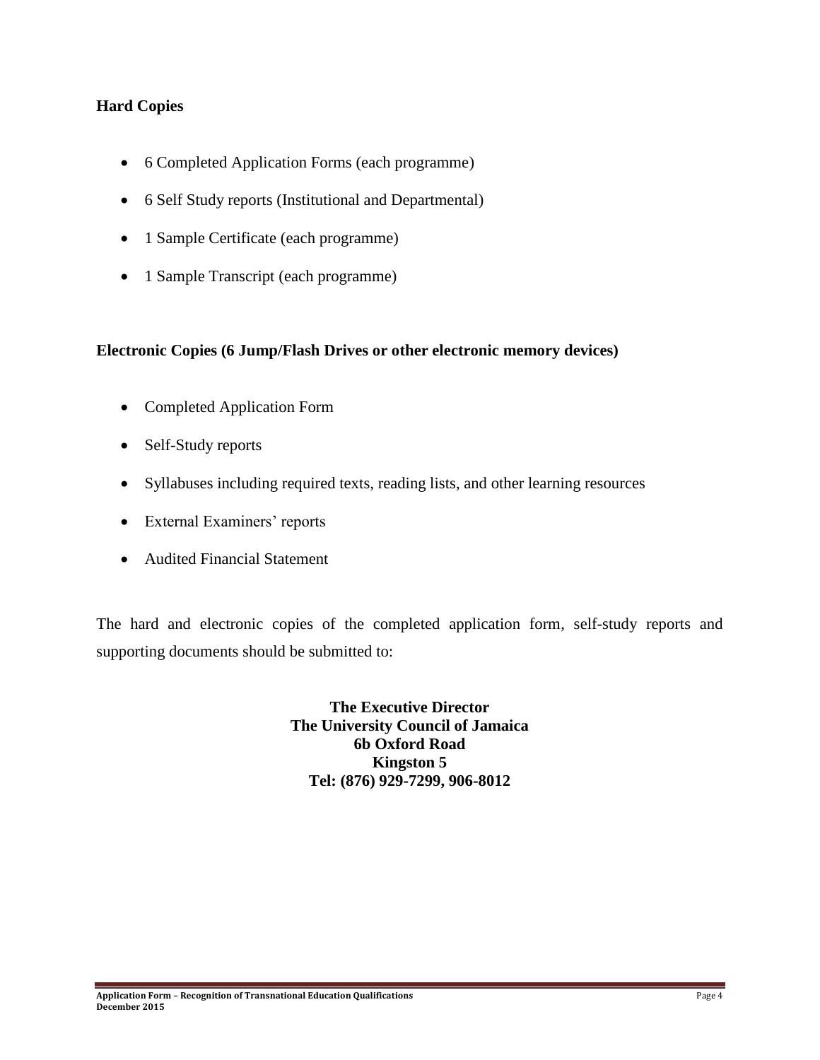**Hard Copies**

- 6 Completed Application Forms (each programme)
- 6 Self Study reports (Institutional and Departmental)
- 1 Sample Certificate (each programme)
- 1 Sample Transcript (each programme)

**Electronic Copies (6 Jump/Flash Drives or other electronic memory devices)**

- Completed Application Form
- Self-Study reports
- Syllabuses including required texts, reading lists, and other learning resources
- External Examiners' reports
- Audited Financial Statement

The hard and electronic copies of the completed application form, self-study reports and supporting documents should be submitted to:

**The Executive Director**
**The University Council of Jamaica**
**6b Oxford Road**
**Kingston 5**
**Tel: (876) 929-7299, 906-8012**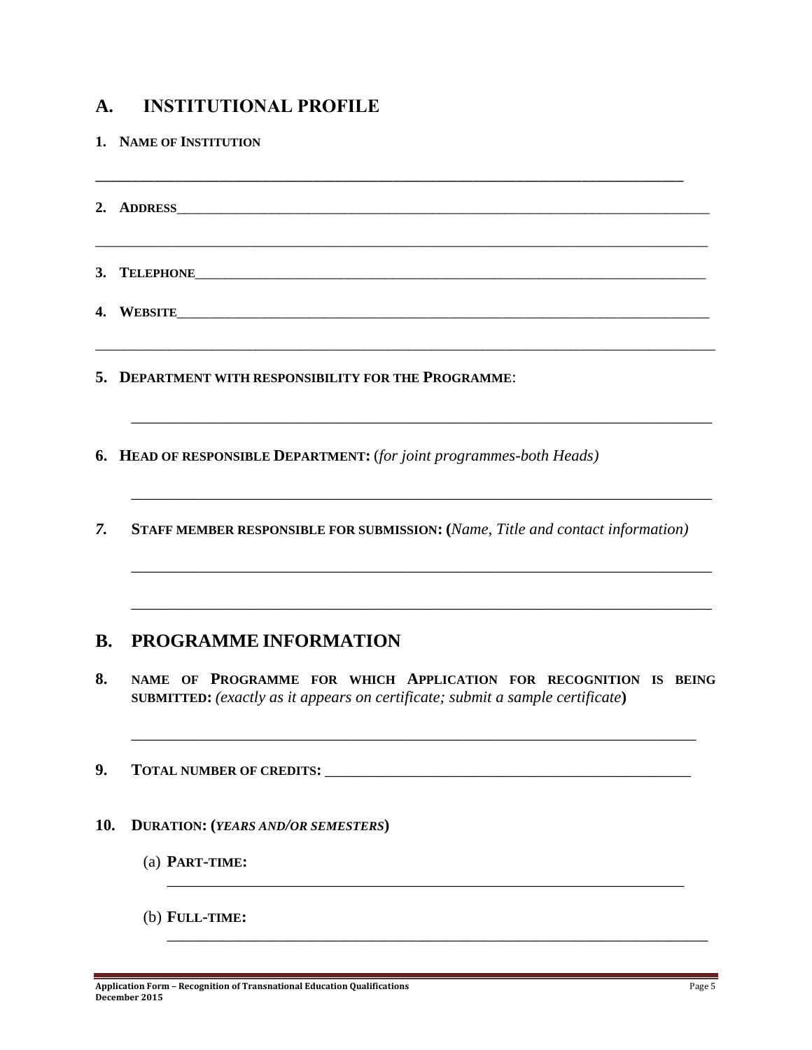## A. INSTITUTIONAL PROFILE

**1. NAME OF INSTITUTION**

______________________________________________________________________________

**2. ADDRESS**______________________________________________________________________

______________________________________________________________________________

**3. TELEPHONE**____________________________________________________________________

**4. WEBSITE**______________________________________________________________________

______________________________________________________________________________

**5. DEPARTMENT WITH RESPONSIBILITY FOR THE PROGRAMME**:

______________________________________________________________________________

**6. HEAD OF RESPONSIBLE DEPARTMENT:** (*for joint programmes-both Heads)*

______________________________________________________________________________

***7.*** **STAFF MEMBER RESPONSIBLE FOR SUBMISSION: (***Name, Title and contact information)*

______________________________________________________________________________

______________________________________________________________________________

## B. PROGRAMME INFORMATION

**8. NAME OF PROGRAMME FOR WHICH APPLICATION FOR RECOGNITION IS BEING SUBMITTED:** *(exactly as it appears on certificate; submit a sample certificate***)**

______________________________________________________________________________

**9. TOTAL NUMBER OF CREDITS:** ______________________________________________

**10. DURATION: (*YEARS AND/OR SEMESTERS*)**

(a) **PART-TIME:**

______________________________________________________________________________

(b) **FULL-TIME:**

______________________________________________________________________________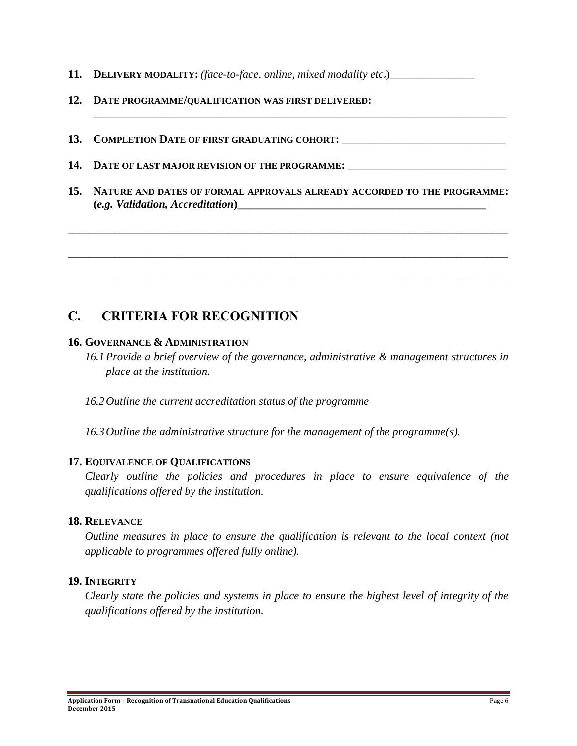11. **DELIVERY MODALITY:** *(face-to-face, online, mixed modality etc.)*_______________

12. **DATE PROGRAMME/QUALIFICATION WAS FIRST DELIVERED:**
______________________________________________________________________________

13. **COMPLETION DATE OF FIRST GRADUATING COHORT:** ______________________________

14. **DATE OF LAST MAJOR REVISION OF THE PROGRAMME:** ______________________________

15. **NATURE AND DATES OF FORMAL APPROVALS ALREADY ACCORDED TO THE PROGRAMME: (*e.g. Validation, Accreditation*)**_____________________________________________

______________________________________________________________________________

______________________________________________________________________________

______________________________________________________________________________

## C. CRITERIA FOR RECOGNITION

### 16. GOVERNANCE & ADMINISTRATION

*16.1 Provide a brief overview of the governance, administrative & management structures in place at the institution.*

*16.2 Outline the current accreditation status of the programme*

*16.3 Outline the administrative structure for the management of the programme(s).*

### 17. EQUIVALENCE OF QUALIFICATIONS

*Clearly outline the policies and procedures in place to ensure equivalence of the qualifications offered by the institution.*

### 18. RELEVANCE

*Outline measures in place to ensure the qualification is relevant to the local context (not applicable to programmes offered fully online).*

### 19. INTEGRITY

*Clearly state the policies and systems in place to ensure the highest level of integrity of the qualifications offered by the institution.*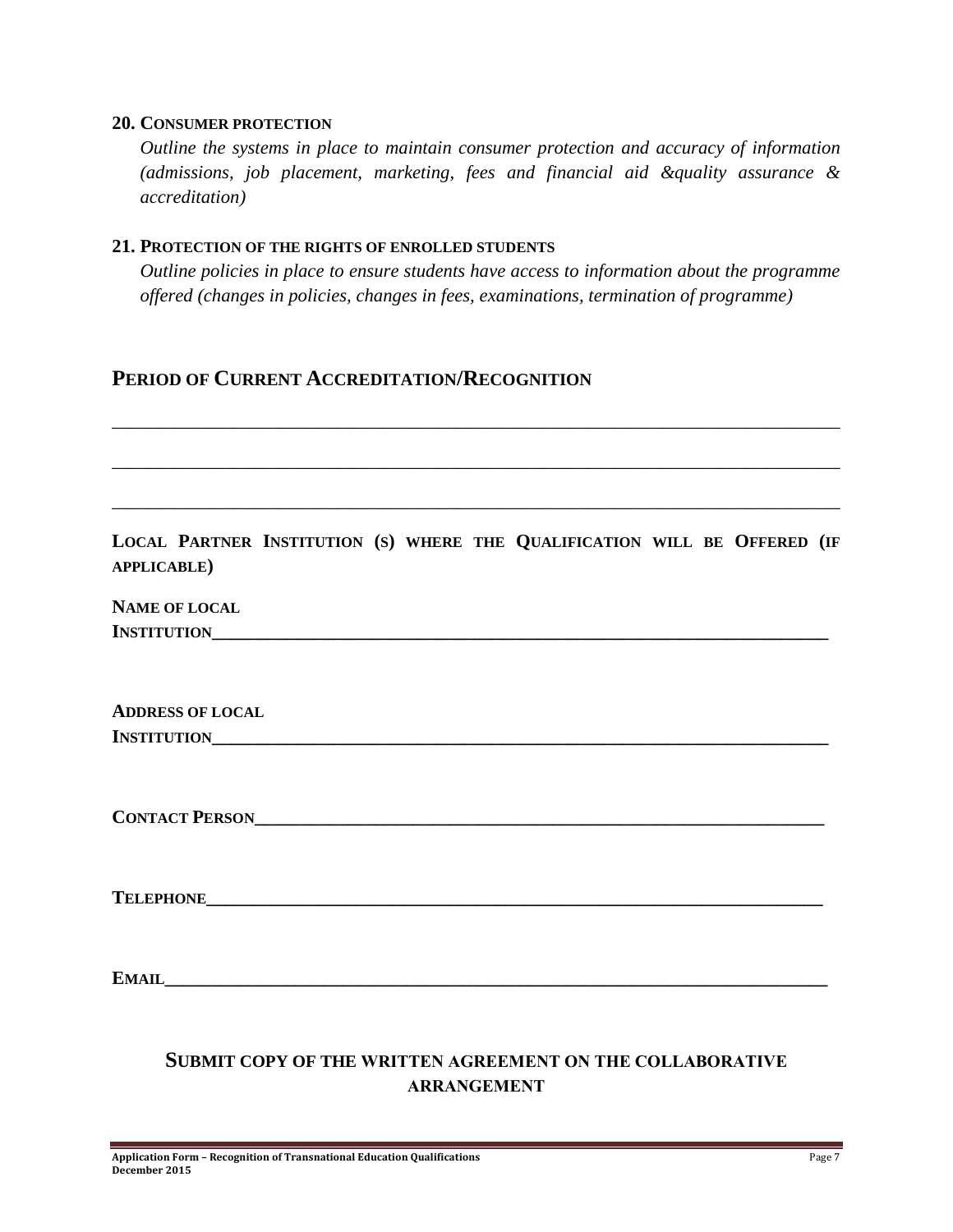**20. CONSUMER PROTECTION**

*Outline the systems in place to maintain consumer protection and accuracy of information (admissions, job placement, marketing, fees and financial aid &quality assurance & accreditation)*

**21. PROTECTION OF THE RIGHTS OF ENROLLED STUDENTS**

*Outline policies in place to ensure students have access to information about the programme offered (changes in policies, changes in fees, examinations, termination of programme)*

## PERIOD OF CURRENT ACCREDITATION/RECOGNITION

___________________________________________________________________________

___________________________________________________________________________

___________________________________________________________________________

**LOCAL PARTNER INSTITUTION (S) WHERE THE QUALIFICATION WILL BE OFFERED (IF APPLICABLE)**

**NAME OF LOCAL INSTITUTION**________________________________________________________________

**ADDRESS OF LOCAL INSTITUTION**________________________________________________________________

**CONTACT PERSON**______________________________________________________________

**TELEPHONE**_________________________________________________________________

**EMAIL**______________________________________________________________________

### SUBMIT COPY OF THE WRITTEN AGREEMENT ON THE COLLABORATIVE ARRANGEMENT